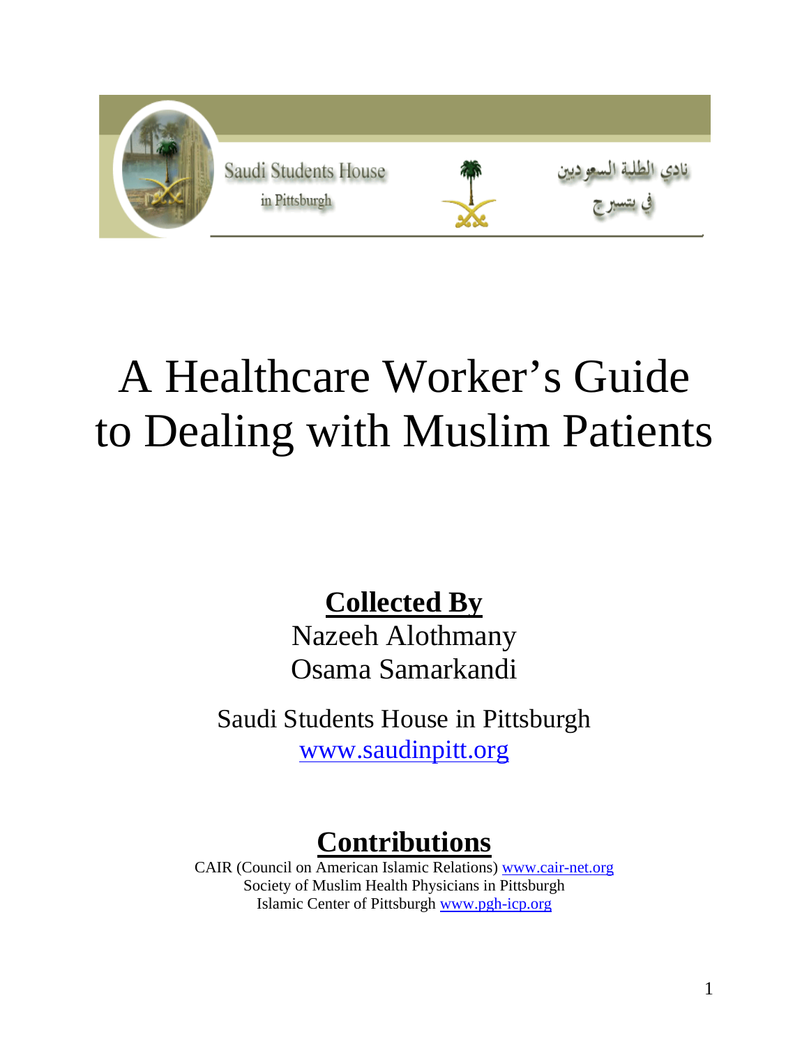Saudi Students House in Pittsburgh

نادي الطلبة السعوديين في بتسبرج

# A Healthcare Worker's Guide to Dealing with Muslim Patients

**Collected By**

Nazeeh Alothmany

Osama Samarkandi

Saudi Students House in Pittsburgh

www.saudinpitt.org

## Contributions

CAIR (Council on American Islamic Relations) www.cair-net.org

Society of Muslim Health Physicians in Pittsburgh

Islamic Center of Pittsburgh www.pgh-icp.org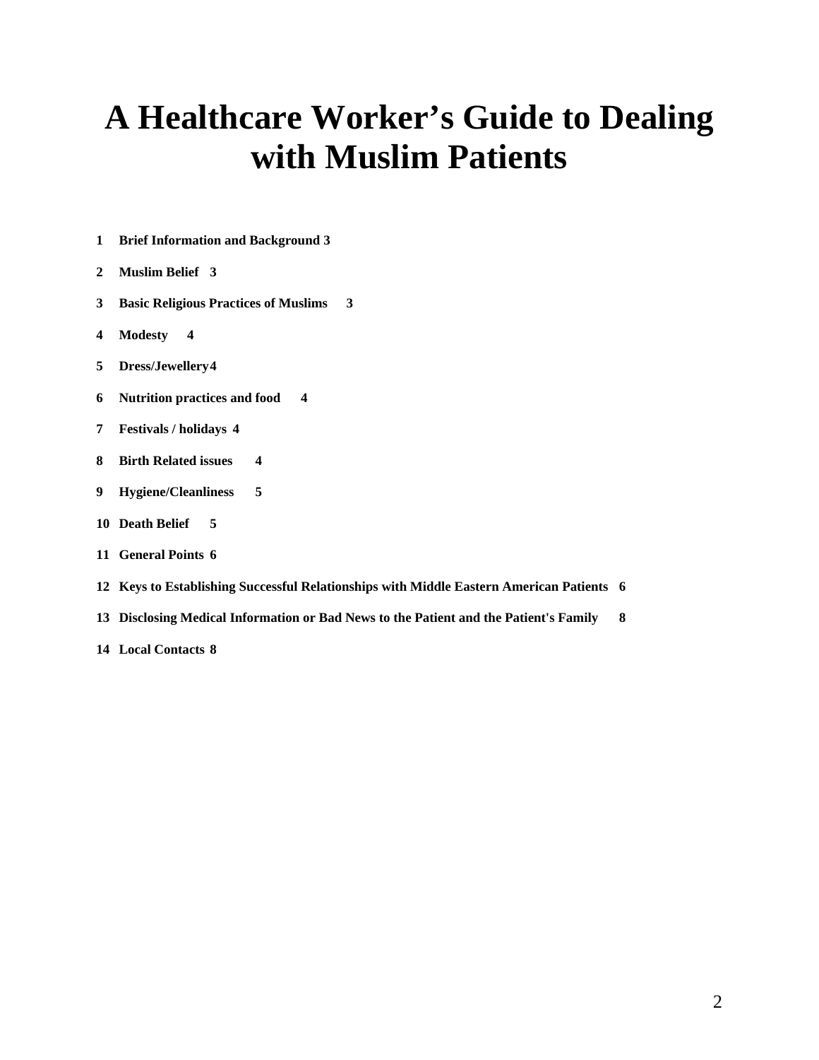# A Healthcare Worker's Guide to Dealing with Muslim Patients

1 **Brief Information and Background 3**

2 **Muslim Belief 3**

3 **Basic Religious Practices of Muslims 3**

4 **Modesty 4**

5 **Dress/Jewellery 4**

6 **Nutrition practices and food 4**

7 **Festivals / holidays 4**

8 **Birth Related issues 4**

9 **Hygiene/Cleanliness 5**

10 **Death Belief 5**

11 **General Points 6**

12 **Keys to Establishing Successful Relationships with Middle Eastern American Patients 6**

13 **Disclosing Medical Information or Bad News to the Patient and the Patient's Family 8**

14 **Local Contacts 8**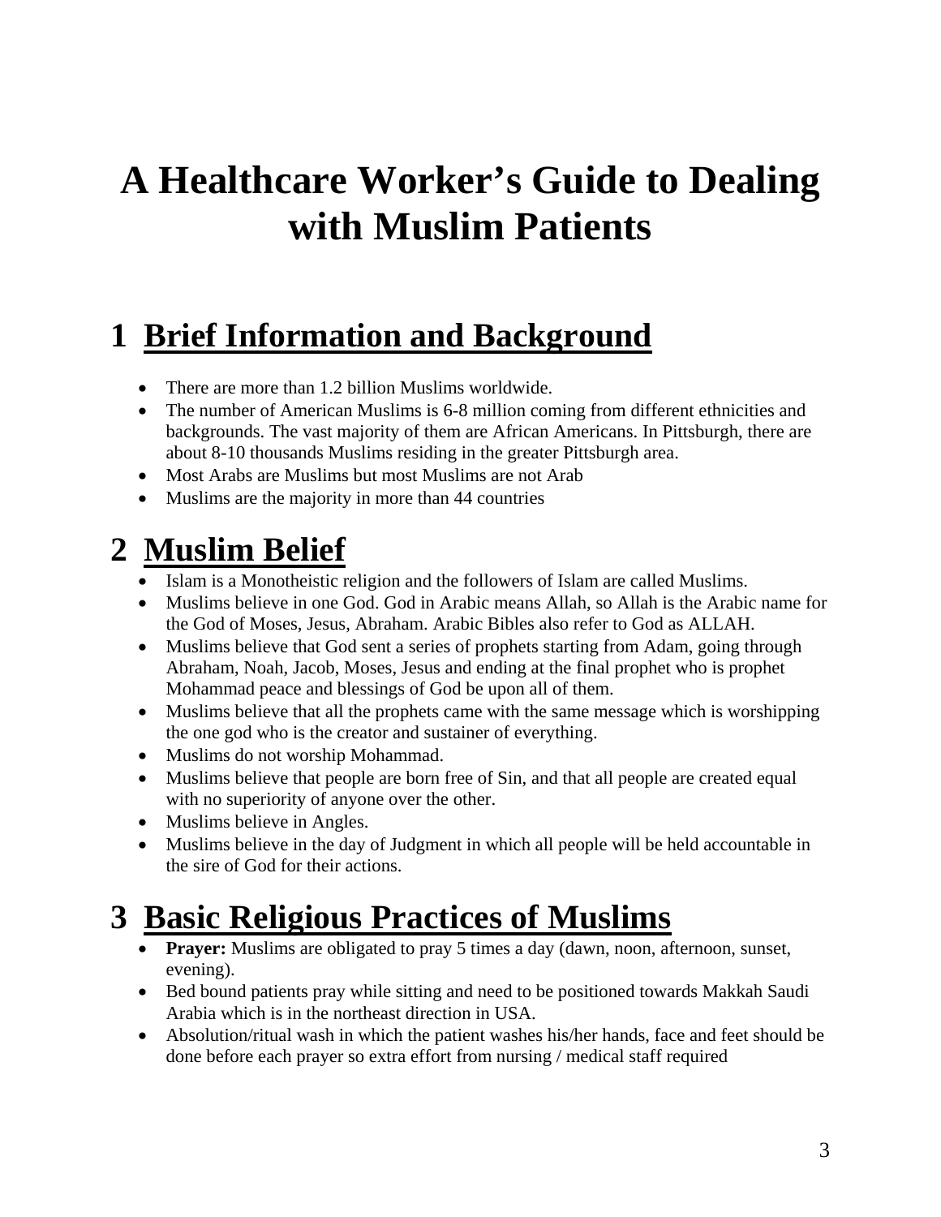# A Healthcare Worker's Guide to Dealing with Muslim Patients

## 1 Brief Information and Background

- There are more than 1.2 billion Muslims worldwide.
- The number of American Muslims is 6-8 million coming from different ethnicities and backgrounds. The vast majority of them are African Americans. In Pittsburgh, there are about 8-10 thousands Muslims residing in the greater Pittsburgh area.
- Most Arabs are Muslims but most Muslims are not Arab
- Muslims are the majority in more than 44 countries

## 2 Muslim Belief

- Islam is a Monotheistic religion and the followers of Islam are called Muslims.
- Muslims believe in one God. God in Arabic means Allah, so Allah is the Arabic name for the God of Moses, Jesus, Abraham. Arabic Bibles also refer to God as ALLAH.
- Muslims believe that God sent a series of prophets starting from Adam, going through Abraham, Noah, Jacob, Moses, Jesus and ending at the final prophet who is prophet Mohammad peace and blessings of God be upon all of them.
- Muslims believe that all the prophets came with the same message which is worshipping the one god who is the creator and sustainer of everything.
- Muslims do not worship Mohammad.
- Muslims believe that people are born free of Sin, and that all people are created equal with no superiority of anyone over the other.
- Muslims believe in Angles.
- Muslims believe in the day of Judgment in which all people will be held accountable in the sire of God for their actions.

## 3 Basic Religious Practices of Muslims

- **Prayer:** Muslims are obligated to pray 5 times a day (dawn, noon, afternoon, sunset, evening).
- Bed bound patients pray while sitting and need to be positioned towards Makkah Saudi Arabia which is in the northeast direction in USA.
- Absolution/ritual wash in which the patient washes his/her hands, face and feet should be done before each prayer so extra effort from nursing / medical staff required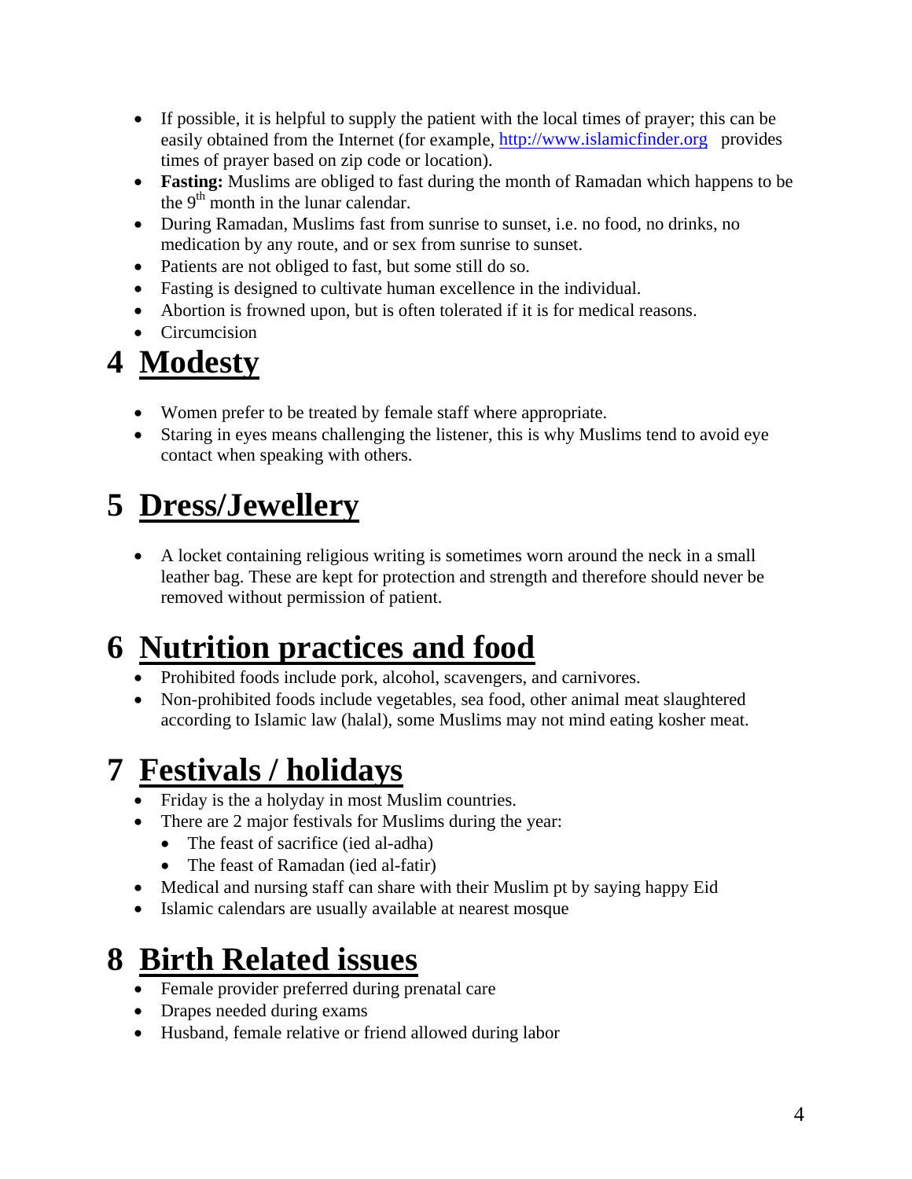- If possible, it is helpful to supply the patient with the local times of prayer; this can be easily obtained from the Internet (for example, http://www.islamicfinder.org provides times of prayer based on zip code or location).
- **Fasting:** Muslims are obliged to fast during the month of Ramadan which happens to be the 9$^{th}$ month in the lunar calendar.
- During Ramadan, Muslims fast from sunrise to sunset, i.e. no food, no drinks, no medication by any route, and or sex from sunrise to sunset.
- Patients are not obliged to fast, but some still do so.
- Fasting is designed to cultivate human excellence in the individual.
- Abortion is frowned upon, but is often tolerated if it is for medical reasons.
- Circumcision

# 4 Modesty

- Women prefer to be treated by female staff where appropriate.
- Staring in eyes means challenging the listener, this is why Muslims tend to avoid eye contact when speaking with others.

# 5 Dress/Jewellery

- A locket containing religious writing is sometimes worn around the neck in a small leather bag. These are kept for protection and strength and therefore should never be removed without permission of patient.

# 6 Nutrition practices and food

- Prohibited foods include pork, alcohol, scavengers, and carnivores.
- Non-prohibited foods include vegetables, sea food, other animal meat slaughtered according to Islamic law (halal), some Muslims may not mind eating kosher meat.

# 7 Festivals / holidays

- Friday is the a holyday in most Muslim countries.
- There are 2 major festivals for Muslims during the year:
  - The feast of sacrifice (ied al-adha)
  - The feast of Ramadan (ied al-fatir)
- Medical and nursing staff can share with their Muslim pt by saying happy Eid
- Islamic calendars are usually available at nearest mosque

# 8 Birth Related issues

- Female provider preferred during prenatal care
- Drapes needed during exams
- Husband, female relative or friend allowed during labor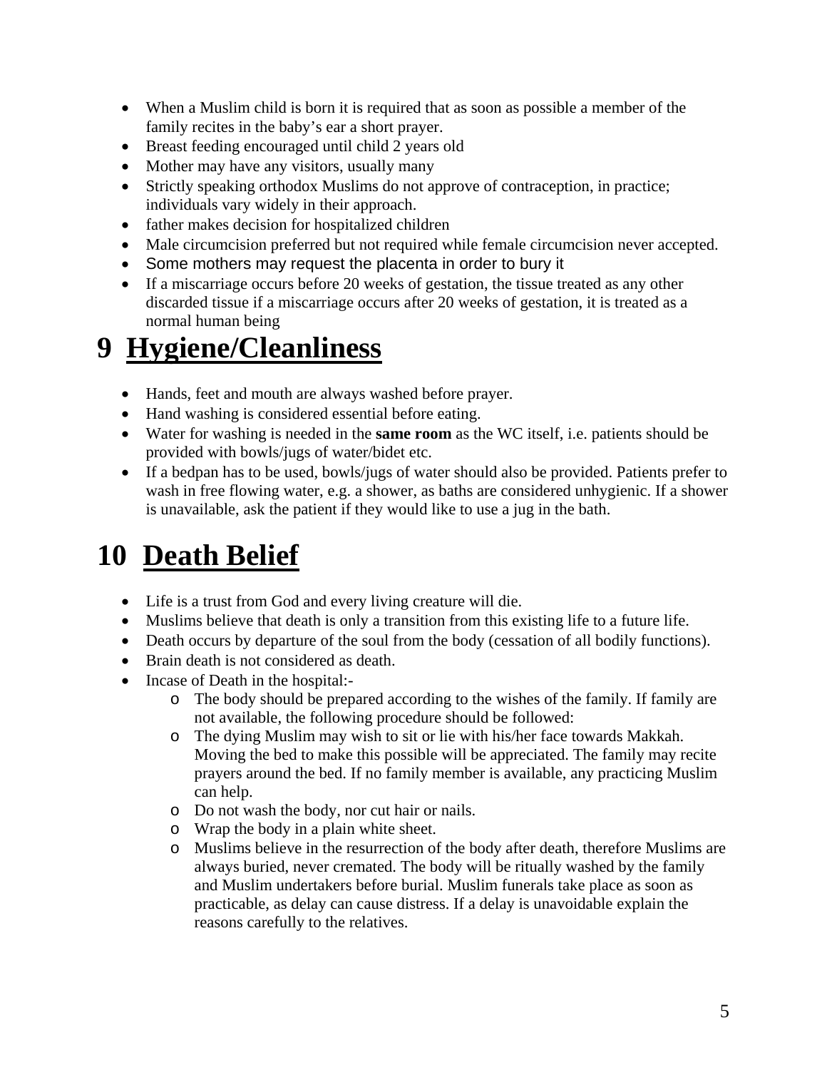- When a Muslim child is born it is required that as soon as possible a member of the family recites in the baby's ear a short prayer.
- Breast feeding encouraged until child 2 years old
- Mother may have any visitors, usually many
- Strictly speaking orthodox Muslims do not approve of contraception, in practice; individuals vary widely in their approach.
- father makes decision for hospitalized children
- Male circumcision preferred but not required while female circumcision never accepted.
- Some mothers may request the placenta in order to bury it
- If a miscarriage occurs before 20 weeks of gestation, the tissue treated as any other discarded tissue if a miscarriage occurs after 20 weeks of gestation, it is treated as a normal human being

# 9 Hygiene/Cleanliness

- Hands, feet and mouth are always washed before prayer.
- Hand washing is considered essential before eating.
- Water for washing is needed in the **same room** as the WC itself, i.e. patients should be provided with bowls/jugs of water/bidet etc.
- If a bedpan has to be used, bowls/jugs of water should also be provided. Patients prefer to wash in free flowing water, e.g. a shower, as baths are considered unhygienic. If a shower is unavailable, ask the patient if they would like to use a jug in the bath.

# 10 Death Belief

- Life is a trust from God and every living creature will die.
- Muslims believe that death is only a transition from this existing life to a future life.
- Death occurs by departure of the soul from the body (cessation of all bodily functions).
- Brain death is not considered as death.
- Incase of Death in the hospital:-
  - The body should be prepared according to the wishes of the family. If family are not available, the following procedure should be followed:
  - The dying Muslim may wish to sit or lie with his/her face towards Makkah. Moving the bed to make this possible will be appreciated. The family may recite prayers around the bed. If no family member is available, any practicing Muslim can help.
  - Do not wash the body, nor cut hair or nails.
  - Wrap the body in a plain white sheet.
  - Muslims believe in the resurrection of the body after death, therefore Muslims are always buried, never cremated. The body will be ritually washed by the family and Muslim undertakers before burial. Muslim funerals take place as soon as practicable, as delay can cause distress. If a delay is unavoidable explain the reasons carefully to the relatives.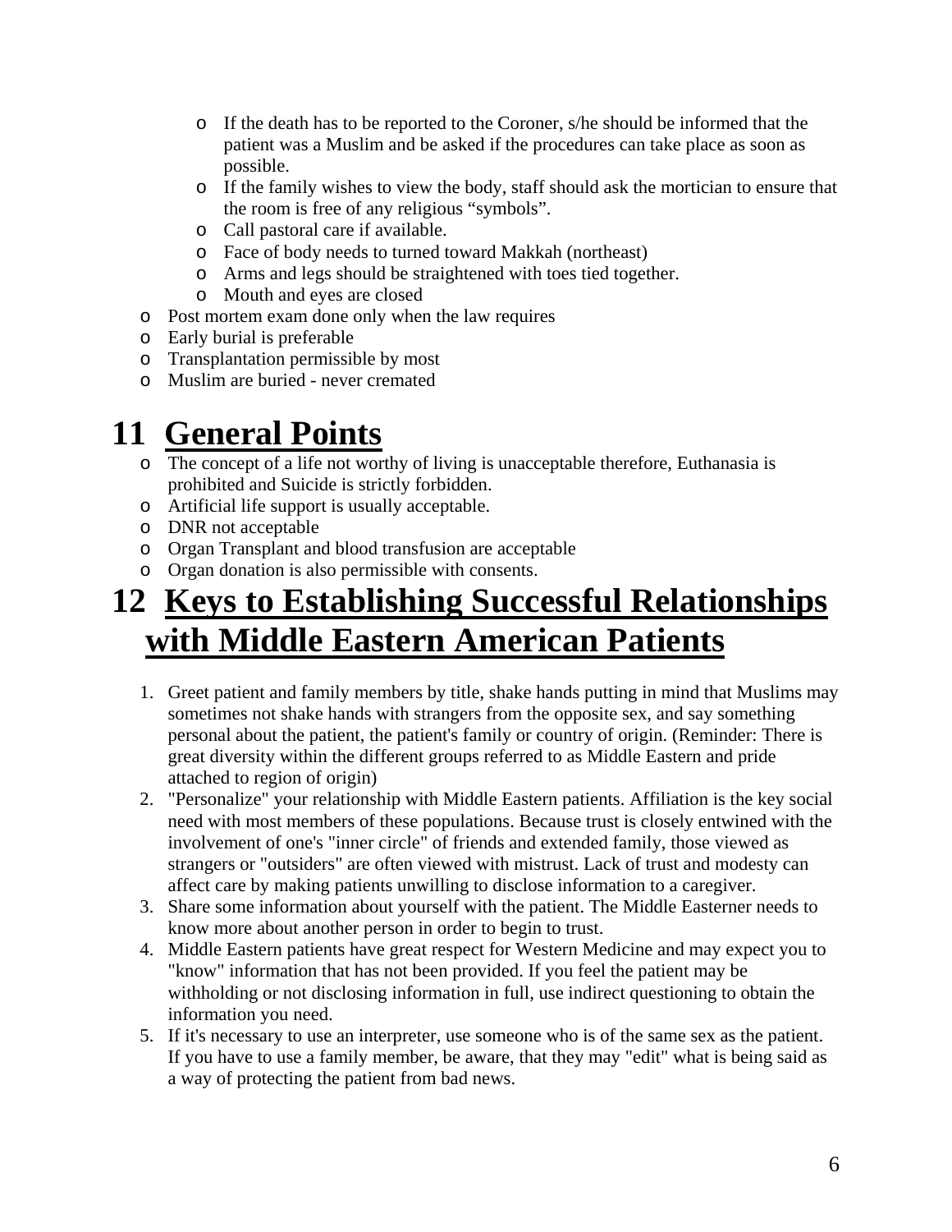- If the death has to be reported to the Coroner, s/he should be informed that the patient was a Muslim and be asked if the procedures can take place as soon as possible.
   - If the family wishes to view the body, staff should ask the mortician to ensure that the room is free of any religious "symbols".
   - Call pastoral care if available.
   - Face of body needs to turned toward Makkah (northeast)
   - Arms and legs should be straightened with toes tied together.
   - Mouth and eyes are closed
- Post mortem exam done only when the law requires
- Early burial is preferable
- Transplantation permissible by most
- Muslim are buried - never cremated

# 11 General Points

- The concept of a life not worthy of living is unacceptable therefore, Euthanasia is prohibited and Suicide is strictly forbidden.
- Artificial life support is usually acceptable.
- DNR not acceptable
- Organ Transplant and blood transfusion are acceptable
- Organ donation is also permissible with consents.

# 12 Keys to Establishing Successful Relationships with Middle Eastern American Patients

1. Greet patient and family members by title, shake hands putting in mind that Muslims may sometimes not shake hands with strangers from the opposite sex, and say something personal about the patient, the patient's family or country of origin. (Reminder: There is great diversity within the different groups referred to as Middle Eastern and pride attached to region of origin)
2. "Personalize" your relationship with Middle Eastern patients. Affiliation is the key social need with most members of these populations. Because trust is closely entwined with the involvement of one's "inner circle" of friends and extended family, those viewed as strangers or "outsiders" are often viewed with mistrust. Lack of trust and modesty can affect care by making patients unwilling to disclose information to a caregiver.
3. Share some information about yourself with the patient. The Middle Easterner needs to know more about another person in order to begin to trust.
4. Middle Eastern patients have great respect for Western Medicine and may expect you to "know" information that has not been provided. If you feel the patient may be withholding or not disclosing information in full, use indirect questioning to obtain the information you need.
5. If it's necessary to use an interpreter, use someone who is of the same sex as the patient. If you have to use a family member, be aware, that they may "edit" what is being said as a way of protecting the patient from bad news.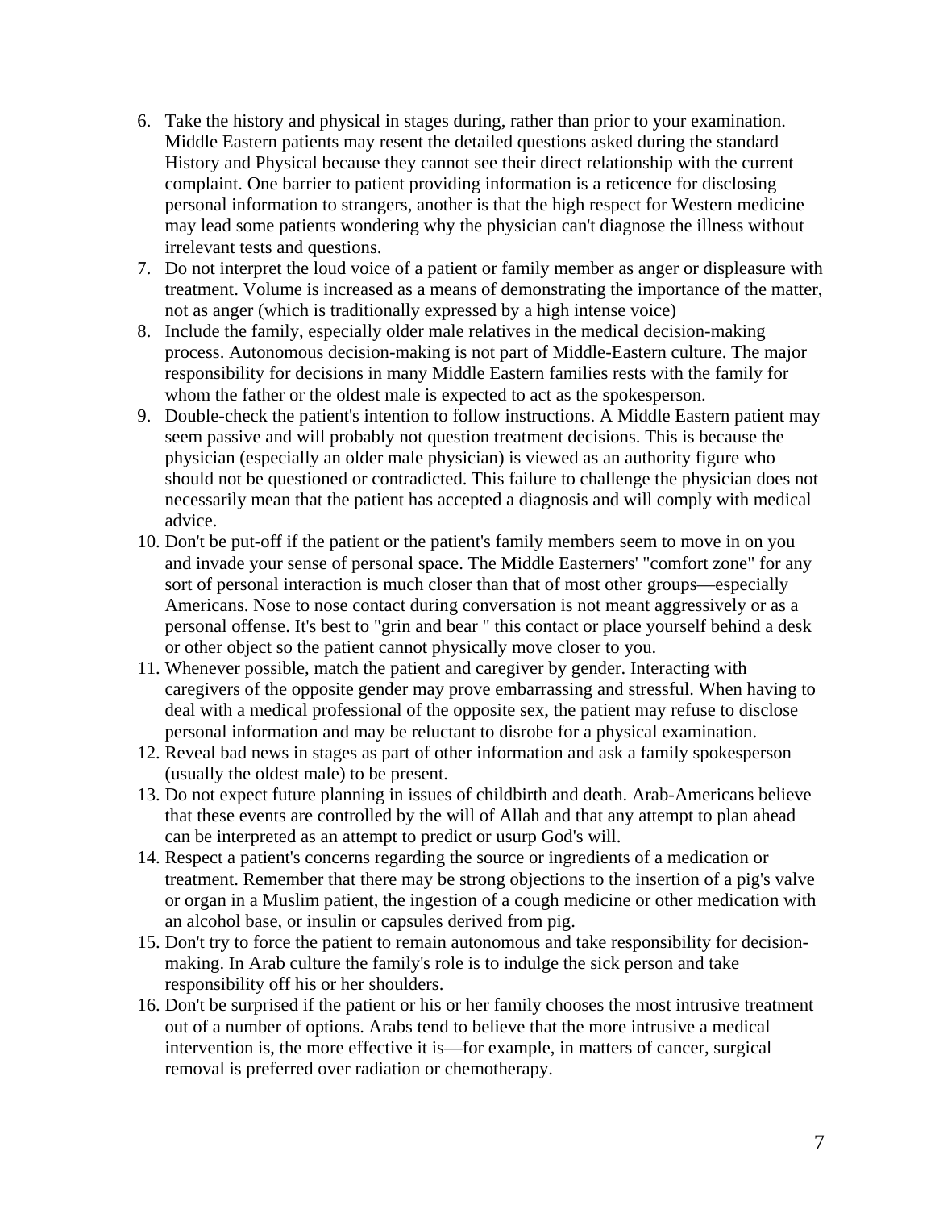6. Take the history and physical in stages during, rather than prior to your examination. Middle Eastern patients may resent the detailed questions asked during the standard History and Physical because they cannot see their direct relationship with the current complaint. One barrier to patient providing information is a reticence for disclosing personal information to strangers, another is that the high respect for Western medicine may lead some patients wondering why the physician can't diagnose the illness without irrelevant tests and questions.
7. Do not interpret the loud voice of a patient or family member as anger or displeasure with treatment. Volume is increased as a means of demonstrating the importance of the matter, not as anger (which is traditionally expressed by a high intense voice)
8. Include the family, especially older male relatives in the medical decision-making process. Autonomous decision-making is not part of Middle-Eastern culture. The major responsibility for decisions in many Middle Eastern families rests with the family for whom the father or the oldest male is expected to act as the spokesperson.
9. Double-check the patient's intention to follow instructions. A Middle Eastern patient may seem passive and will probably not question treatment decisions. This is because the physician (especially an older male physician) is viewed as an authority figure who should not be questioned or contradicted. This failure to challenge the physician does not necessarily mean that the patient has accepted a diagnosis and will comply with medical advice.
10. Don't be put-off if the patient or the patient's family members seem to move in on you and invade your sense of personal space. The Middle Easterners' "comfort zone" for any sort of personal interaction is much closer than that of most other groups—especially Americans. Nose to nose contact during conversation is not meant aggressively or as a personal offense. It's best to "grin and bear " this contact or place yourself behind a desk or other object so the patient cannot physically move closer to you.
11. Whenever possible, match the patient and caregiver by gender. Interacting with caregivers of the opposite gender may prove embarrassing and stressful. When having to deal with a medical professional of the opposite sex, the patient may refuse to disclose personal information and may be reluctant to disrobe for a physical examination.
12. Reveal bad news in stages as part of other information and ask a family spokesperson (usually the oldest male) to be present.
13. Do not expect future planning in issues of childbirth and death. Arab-Americans believe that these events are controlled by the will of Allah and that any attempt to plan ahead can be interpreted as an attempt to predict or usurp God's will.
14. Respect a patient's concerns regarding the source or ingredients of a medication or treatment. Remember that there may be strong objections to the insertion of a pig's valve or organ in a Muslim patient, the ingestion of a cough medicine or other medication with an alcohol base, or insulin or capsules derived from pig.
15. Don't try to force the patient to remain autonomous and take responsibility for decision-making. In Arab culture the family's role is to indulge the sick person and take responsibility off his or her shoulders.
16. Don't be surprised if the patient or his or her family chooses the most intrusive treatment out of a number of options. Arabs tend to believe that the more intrusive a medical intervention is, the more effective it is—for example, in matters of cancer, surgical removal is preferred over radiation or chemotherapy.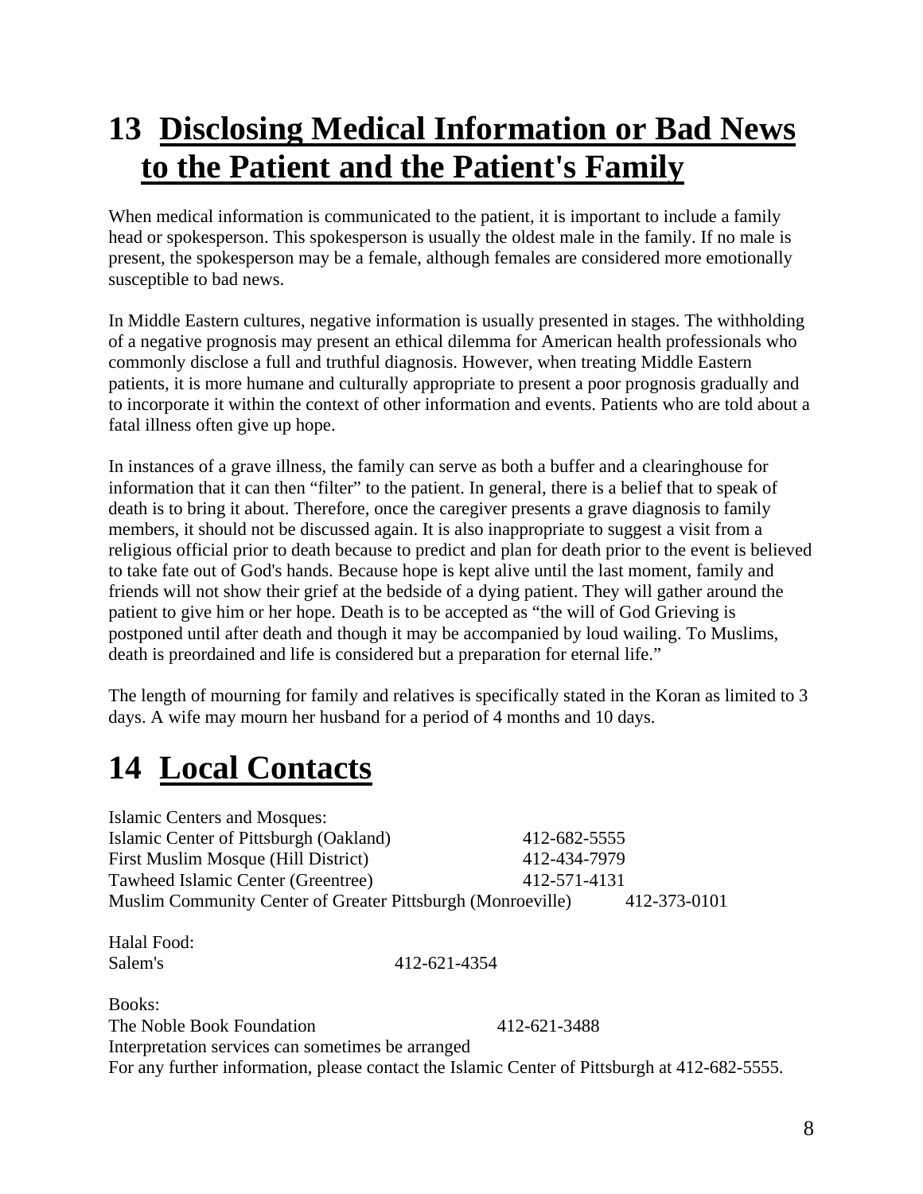# 13 Disclosing Medical Information or Bad News to the Patient and the Patient's Family

When medical information is communicated to the patient, it is important to include a family head or spokesperson. This spokesperson is usually the oldest male in the family. If no male is present, the spokesperson may be a female, although females are considered more emotionally susceptible to bad news.

In Middle Eastern cultures, negative information is usually presented in stages. The withholding of a negative prognosis may present an ethical dilemma for American health professionals who commonly disclose a full and truthful diagnosis. However, when treating Middle Eastern patients, it is more humane and culturally appropriate to present a poor prognosis gradually and to incorporate it within the context of other information and events. Patients who are told about a fatal illness often give up hope.

In instances of a grave illness, the family can serve as both a buffer and a clearinghouse for information that it can then "filter" to the patient. In general, there is a belief that to speak of death is to bring it about. Therefore, once the caregiver presents a grave diagnosis to family members, it should not be discussed again. It is also inappropriate to suggest a visit from a religious official prior to death because to predict and plan for death prior to the event is believed to take fate out of God's hands. Because hope is kept alive until the last moment, family and friends will not show their grief at the bedside of a dying patient. They will gather around the patient to give him or her hope. Death is to be accepted as "the will of God Grieving is postponed until after death and though it may be accompanied by loud wailing. To Muslims, death is preordained and life is considered but a preparation for eternal life."

The length of mourning for family and relatives is specifically stated in the Koran as limited to 3 days. A wife may mourn her husband for a period of 4 months and 10 days.

# 14 Local Contacts

Islamic Centers and Mosques:

| | |
|---|---|
| Islamic Center of Pittsburgh (Oakland) | 412-682-5555 |
| First Muslim Mosque (Hill District) | 412-434-7979 |
| Tawheed Islamic Center (Greentree) | 412-571-4131 |
| Muslim Community Center of Greater Pittsburgh (Monroeville) | 412-373-0101 |

Halal Food:

Salem's 412-621-4354

Books:

The Noble Book Foundation 412-621-3488

Interpretation services can sometimes be arranged

For any further information, please contact the Islamic Center of Pittsburgh at 412-682-5555.